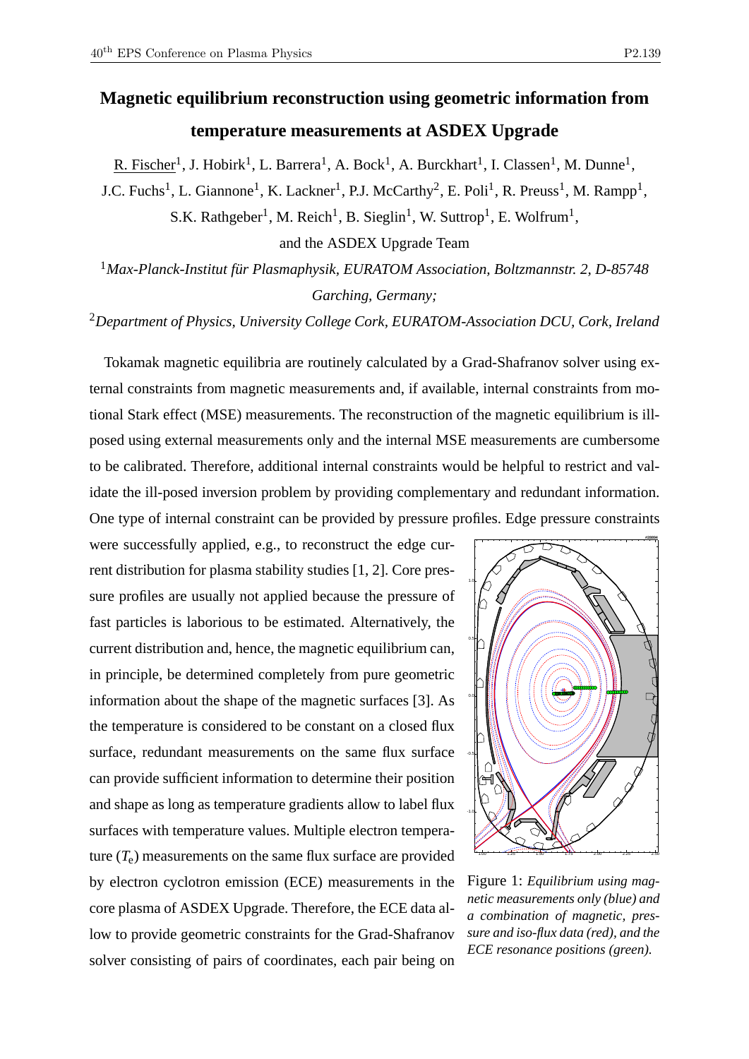# Magnetic equilibrium reconstruction using geometric information from temperature measurements at ASDEX Upgrade

R. Fischer[1], J. Hobirk[1], L. Barrera[1], A. Bock[1], A. Burckhart[1], I. Classen[1], M. Dunne[1], J.C. Fuchs[1], L. Giannone[1], K. Lackner[1], P.J. McCarthy[2], E. Poli[1], R. Preuss[1], M. Rampp[1], S.K. Rathgeber[1], M. Reich[1], B. Sieglin[1], W. Suttrop[1], E. Wolfrum[1], and the ASDEX Upgrade Team

[1]*Max-Planck-Institut für Plasmaphysik, EURATOM Association, Boltzmannstr. 2, D-85748 Garching, Germany;*

[2]*Department of Physics, University College Cork, EURATOM-Association DCU, Cork, Ireland*

Tokamak magnetic equilibria are routinely calculated by a Grad-Shafranov solver using external constraints from magnetic measurements and, if available, internal constraints from motional Stark effect (MSE) measurements. The reconstruction of the magnetic equilibrium is ill-posed using external measurements only and the internal MSE measurements are cumbersome to be calibrated. Therefore, additional internal constraints would be helpful to restrict and validate the ill-posed inversion problem by providing complementary and redundant information. One type of internal constraint can be provided by pressure profiles. Edge pressure constraints were successfully applied, e.g., to reconstruct the edge current distribution for plasma stability studies [1, 2]. Core pressure profiles are usually not applied because the pressure of fast particles is laborious to be estimated. Alternatively, the current distribution and, hence, the magnetic equilibrium can, in principle, be determined completely from pure geometric information about the shape of the magnetic surfaces [3]. As the temperature is considered to be constant on a closed flux surface, redundant measurements on the same flux surface can provide sufficient information to determine their position and shape as long as temperature gradients allow to label flux surfaces with temperature values. Multiple electron temperature ($T_e$) measurements on the same flux surface are provided by electron cyclotron emission (ECE) measurements in the core plasma of ASDEX Upgrade. Therefore, the ECE data allow to provide geometric constraints for the Grad-Shafranov solver consisting of pairs of coordinates, each pair being on

Figure 1: *Equilibrium using magnetic measurements only (blue) and a combination of magnetic, pressure and iso-flux data (red), and the ECE resonance positions (green).*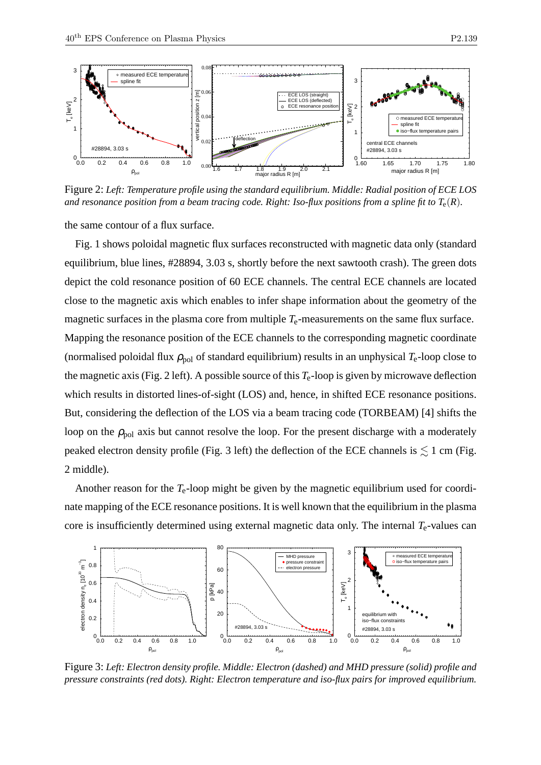Figure 2: *Left: Temperature profile using the standard equilibrium. Middle: Radial position of ECE LOS and resonance position from a beam tracing code. Right: Iso-flux positions from a spline fit to* $T_e(R)$.

the same contour of a flux surface.

Fig. 1 shows poloidal magnetic flux surfaces reconstructed with magnetic data only (standard equilibrium, blue lines, #28894, 3.03 s, shortly before the next sawtooth crash). The green dots depict the cold resonance position of 60 ECE channels. The central ECE channels are located close to the magnetic axis which enables to infer shape information about the geometry of the magnetic surfaces in the plasma core from multiple $T_e$-measurements on the same flux surface. Mapping the resonance position of the ECE channels to the corresponding magnetic coordinate (normalised poloidal flux $\rho_{pol}$ of standard equilibrium) results in an unphysical $T_e$-loop close to the magnetic axis (Fig. 2 left). A possible source of this $T_e$-loop is given by microwave deflection which results in distorted lines-of-sight (LOS) and, hence, in shifted ECE resonance positions. But, considering the deflection of the LOS via a beam tracing code (TORBEAM) [4] shifts the loop on the $\rho_{pol}$ axis but cannot resolve the loop. For the present discharge with a moderately peaked electron density profile (Fig. 3 left) the deflection of the ECE channels is $\lesssim 1$ cm (Fig. 2 middle).

Another reason for the $T_e$-loop might be given by the magnetic equilibrium used for coordinate mapping of the ECE resonance positions. It is well known that the equilibrium in the plasma core is insufficiently determined using external magnetic data only. The internal $T_e$-values can

Figure 3: *Left: Electron density profile. Middle: Electron (dashed) and MHD pressure (solid) profile and pressure constraints (red dots). Right: Electron temperature and iso-flux pairs for improved equilibrium.*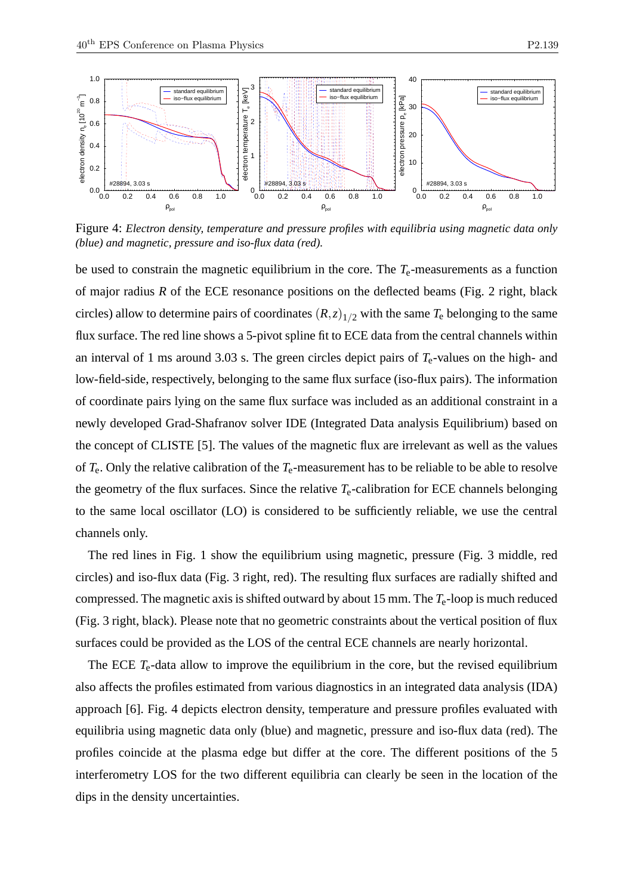Figure 4: *Electron density, temperature and pressure profiles with equilibria using magnetic data only (blue) and magnetic, pressure and iso-flux data (red).*

be used to constrain the magnetic equilibrium in the core. The $T_e$-measurements as a function of major radius $R$ of the ECE resonance positions on the deflected beams (Fig. 2 right, black circles) allow to determine pairs of coordinates $(R,z)_{1/2}$ with the same $T_e$ belonging to the same flux surface. The red line shows a 5-pivot spline fit to ECE data from the central channels within an interval of 1 ms around 3.03 s. The green circles depict pairs of $T_e$-values on the high- and low-field-side, respectively, belonging to the same flux surface (iso-flux pairs). The information of coordinate pairs lying on the same flux surface was included as an additional constraint in a newly developed Grad-Shafranov solver IDE (Integrated Data analysis Equilibrium) based on the concept of CLISTE [5]. The values of the magnetic flux are irrelevant as well as the values of $T_e$. Only the relative calibration of the $T_e$-measurement has to be reliable to be able to resolve the geometry of the flux surfaces. Since the relative $T_e$-calibration for ECE channels belonging to the same local oscillator (LO) is considered to be sufficiently reliable, we use the central channels only.

The red lines in Fig. 1 show the equilibrium using magnetic, pressure (Fig. 3 middle, red circles) and iso-flux data (Fig. 3 right, red). The resulting flux surfaces are radially shifted and compressed. The magnetic axis is shifted outward by about 15 mm. The $T_e$-loop is much reduced (Fig. 3 right, black). Please note that no geometric constraints about the vertical position of flux surfaces could be provided as the LOS of the central ECE channels are nearly horizontal.

The ECE $T_e$-data allow to improve the equilibrium in the core, but the revised equilibrium also affects the profiles estimated from various diagnostics in an integrated data analysis (IDA) approach [6]. Fig. 4 depicts electron density, temperature and pressure profiles evaluated with equilibria using magnetic data only (blue) and magnetic, pressure and iso-flux data (red). The profiles coincide at the plasma edge but differ at the core. The different positions of the 5 interferometry LOS for the two different equilibria can clearly be seen in the location of the dips in the density uncertainties.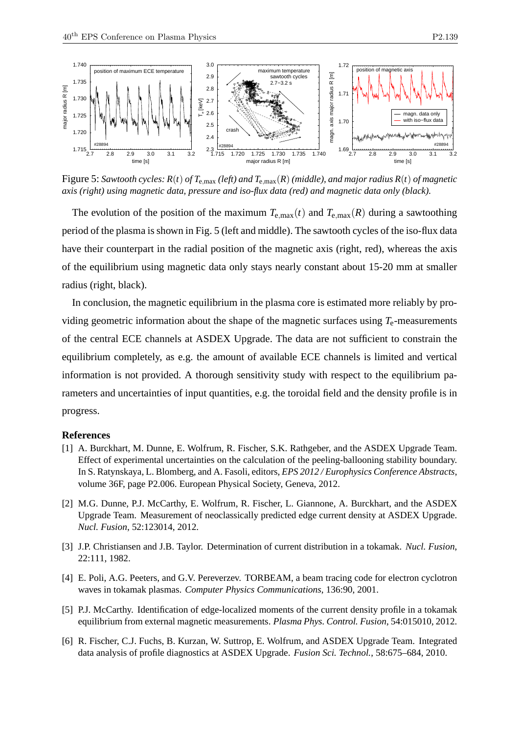position of maximum ECE temperature

major radius R [m]

1.740
1.735
1.730
1.725
1.720
1.715

#28894

2.7 2.8 2.9 3.0 3.1 3.2

time [s]

maximum temperature
sawtooth cycles
2.7–3.2 s

$T_e$ [keV]

3.0
2.9
2.8
2.7
2.6
2.5
2.4
2.3

crash

#28894

1.715 1.720 1.725 1.730 1.735 1.740

major radius R [m]

position of magnetic axis

magn. axis major radius R [m]

1.72
1.71
1.70
1.69

magn. data only
with iso–flux data

#28894

2.7 2.8 2.9 3.0 3.1 3.2

time [s]

Figure 5: *Sawtooth cycles: $R(t)$ of $T_{\mathrm{e,max}}$ (left) and $T_{\mathrm{e,max}}(R)$ (middle), and major radius $R(t)$ of magnetic axis (right) using magnetic data, pressure and iso-flux data (red) and magnetic data only (black).*

The evolution of the position of the maximum $T_{\mathrm{e,max}}(t)$ and $T_{\mathrm{e,max}}(R)$ during a sawtoothing period of the plasma is shown in Fig. 5 (left and middle). The sawtooth cycles of the iso-flux data have their counterpart in the radial position of the magnetic axis (right, red), whereas the axis of the equilibrium using magnetic data only stays nearly constant about 15-20 mm at smaller radius (right, black).

In conclusion, the magnetic equilibrium in the plasma core is estimated more reliably by providing geometric information about the shape of the magnetic surfaces using $T_{\mathrm{e}}$-measurements of the central ECE channels at ASDEX Upgrade. The data are not sufficient to constrain the equilibrium completely, as e.g. the amount of available ECE channels is limited and vertical information is not provided. A thorough sensitivity study with respect to the equilibrium parameters and uncertainties of input quantities, e.g. the toroidal field and the density profile is in progress.

## References

[1] A. Burckhart, M. Dunne, E. Wolfrum, R. Fischer, S.K. Rathgeber, and the ASDEX Upgrade Team. Effect of experimental uncertainties on the calculation of the peeling-ballooning stability boundary. In S. Ratynskaya, L. Blomberg, and A. Fasoli, editors, *EPS 2012 / Europhysics Conference Abstracts*, volume 36F, page P2.006. European Physical Society, Geneva, 2012.

[2] M.G. Dunne, P.J. McCarthy, E. Wolfrum, R. Fischer, L. Giannone, A. Burckhart, and the ASDEX Upgrade Team. Measurement of neoclassically predicted edge current density at ASDEX Upgrade. *Nucl. Fusion*, 52:123014, 2012.

[3] J.P. Christiansen and J.B. Taylor. Determination of current distribution in a tokamak. *Nucl. Fusion*, 22:111, 1982.

[4] E. Poli, A.G. Peeters, and G.V. Pereverzev. TORBEAM, a beam tracing code for electron cyclotron waves in tokamak plasmas. *Computer Physics Communications*, 136:90, 2001.

[5] P.J. McCarthy. Identification of edge-localized moments of the current density profile in a tokamak equilibrium from external magnetic measurements. *Plasma Phys. Control. Fusion*, 54:015010, 2012.

[6] R. Fischer, C.J. Fuchs, B. Kurzan, W. Suttrop, E. Wolfrum, and ASDEX Upgrade Team. Integrated data analysis of profile diagnostics at ASDEX Upgrade. *Fusion Sci. Technol.*, 58:675–684, 2010.